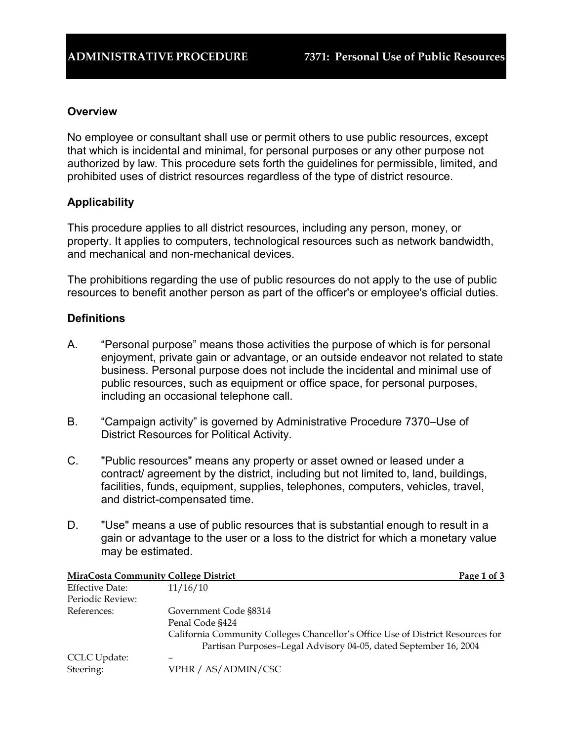# ADMINISTRATIVE PROCEDURE 7371: Personal Use of Public Resources

## Overview

No employee or consultant shall use or permit others to use public resources, except that which is incidental and minimal, for personal purposes or any other purpose not authorized by law. This procedure sets forth the guidelines for permissible, limited, and prohibited uses of district resources regardless of the type of district resource.

## Applicability

This procedure applies to all district resources, including any person, money, or property. It applies to computers, technological resources such as network bandwidth, and mechanical and non-mechanical devices.

The prohibitions regarding the use of public resources do not apply to the use of public resources to benefit another person as part of the officer's or employee's official duties.

## Definitions

A. "Personal purpose" means those activities the purpose of which is for personal enjoyment, private gain or advantage, or an outside endeavor not related to state business. Personal purpose does not include the incidental and minimal use of public resources, such as equipment or office space, for personal purposes, including an occasional telephone call.

B. "Campaign activity" is governed by Administrative Procedure 7370–Use of District Resources for Political Activity.

C. "Public resources" means any property or asset owned or leased under a contract/ agreement by the district, including but not limited to, land, buildings, facilities, funds, equipment, supplies, telephones, computers, vehicles, travel, and district-compensated time.

D. "Use" means a use of public resources that is substantial enough to result in a gain or advantage to the user or a loss to the district for which a monetary value may be estimated.

**MiraCosta Community College District**

| | |
|---|---|
| Effective Date: | 11/16/10 |
| Periodic Review: | |
| References: | Government Code §8314<br>Penal Code §424<br>California Community Colleges Chancellor's Office Use of District Resources for Partisan Purposes–Legal Advisory 04-05, dated September 16, 2004 |
| CCLC Update: | – |
| Steering: | VPHR / AS/ADMIN/CSC |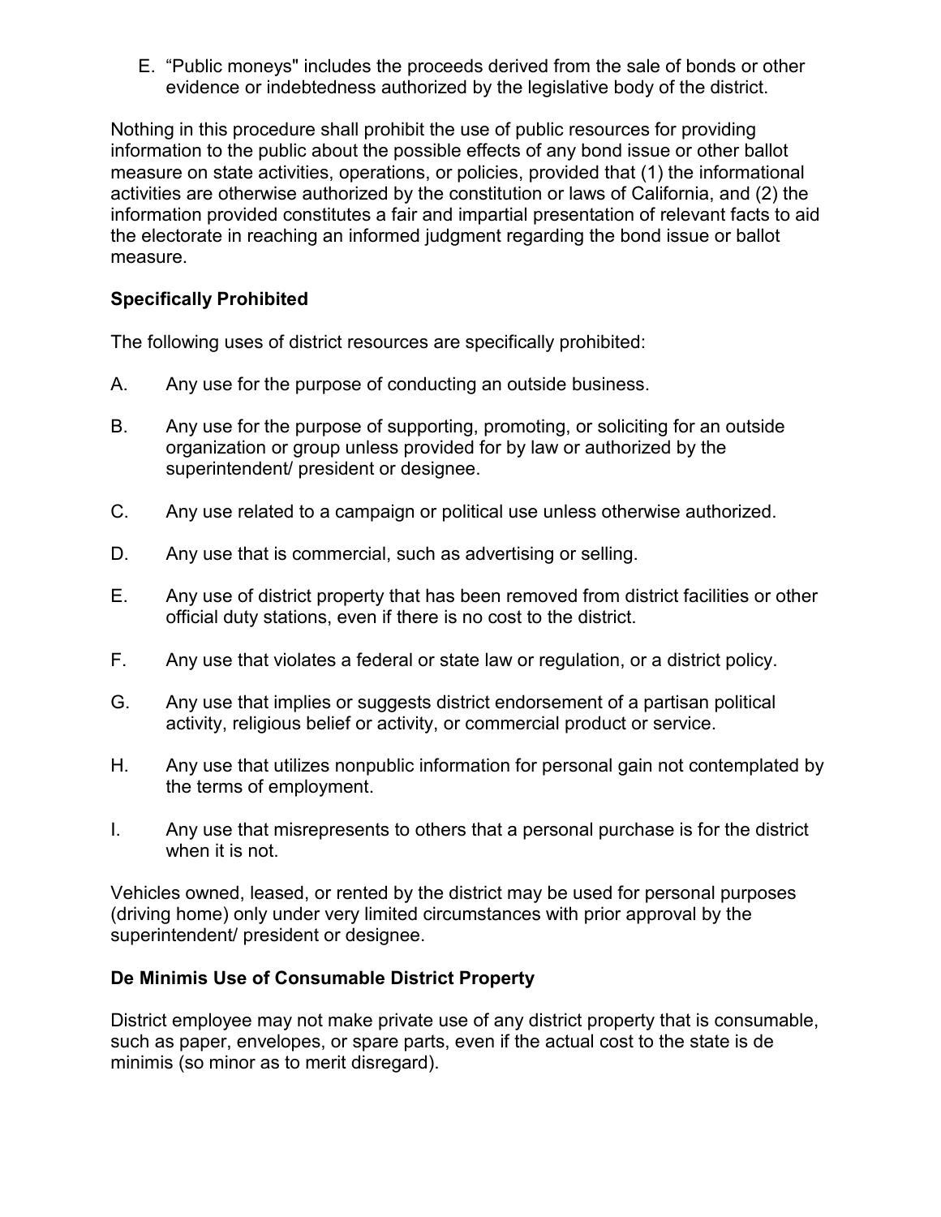E. "Public moneys" includes the proceeds derived from the sale of bonds or other evidence or indebtedness authorized by the legislative body of the district.

Nothing in this procedure shall prohibit the use of public resources for providing information to the public about the possible effects of any bond issue or other ballot measure on state activities, operations, or policies, provided that (1) the informational activities are otherwise authorized by the constitution or laws of California, and (2) the information provided constitutes a fair and impartial presentation of relevant facts to aid the electorate in reaching an informed judgment regarding the bond issue or ballot measure.

**Specifically Prohibited**

The following uses of district resources are specifically prohibited:

A. Any use for the purpose of conducting an outside business.

B. Any use for the purpose of supporting, promoting, or soliciting for an outside organization or group unless provided for by law or authorized by the superintendent/ president or designee.

C. Any use related to a campaign or political use unless otherwise authorized.

D. Any use that is commercial, such as advertising or selling.

E. Any use of district property that has been removed from district facilities or other official duty stations, even if there is no cost to the district.

F. Any use that violates a federal or state law or regulation, or a district policy.

G. Any use that implies or suggests district endorsement of a partisan political activity, religious belief or activity, or commercial product or service.

H. Any use that utilizes nonpublic information for personal gain not contemplated by the terms of employment.

I. Any use that misrepresents to others that a personal purchase is for the district when it is not.

Vehicles owned, leased, or rented by the district may be used for personal purposes (driving home) only under very limited circumstances with prior approval by the superintendent/ president or designee.

**De Minimis Use of Consumable District Property**

District employee may not make private use of any district property that is consumable, such as paper, envelopes, or spare parts, even if the actual cost to the state is de minimis (so minor as to merit disregard).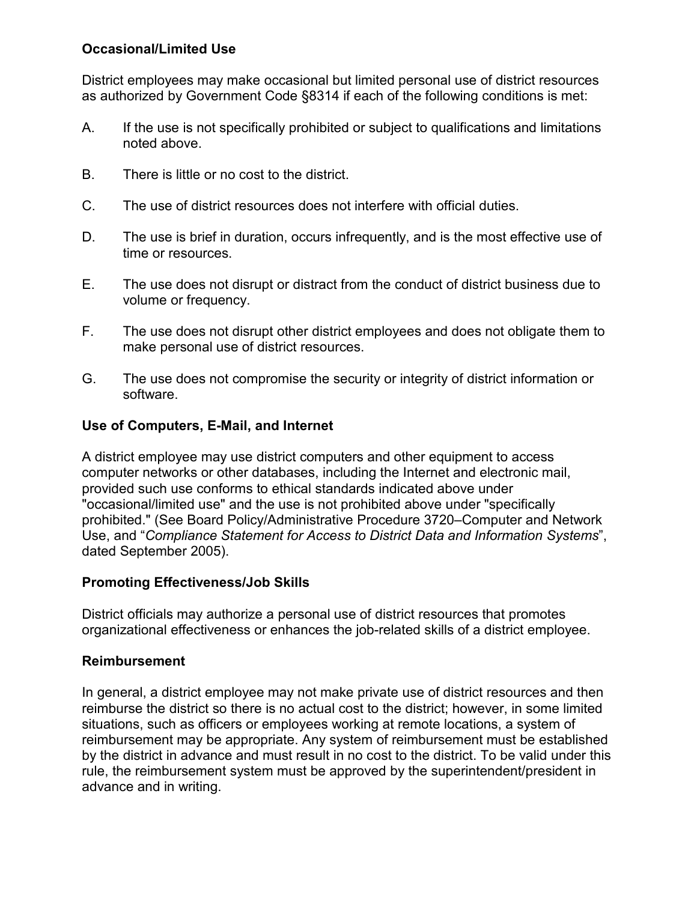**Occasional/Limited Use**

District employees may make occasional but limited personal use of district resources as authorized by Government Code §8314 if each of the following conditions is met:

A. If the use is not specifically prohibited or subject to qualifications and limitations noted above.

B. There is little or no cost to the district.

C. The use of district resources does not interfere with official duties.

D. The use is brief in duration, occurs infrequently, and is the most effective use of time or resources.

E. The use does not disrupt or distract from the conduct of district business due to volume or frequency.

F. The use does not disrupt other district employees and does not obligate them to make personal use of district resources.

G. The use does not compromise the security or integrity of district information or software.

**Use of Computers, E-Mail, and Internet**

A district employee may use district computers and other equipment to access computer networks or other databases, including the Internet and electronic mail, provided such use conforms to ethical standards indicated above under "occasional/limited use" and the use is not prohibited above under "specifically prohibited." (See Board Policy/Administrative Procedure 3720–Computer and Network Use, and "*Compliance Statement for Access to District Data and Information Systems*", dated September 2005).

**Promoting Effectiveness/Job Skills**

District officials may authorize a personal use of district resources that promotes organizational effectiveness or enhances the job-related skills of a district employee.

**Reimbursement**

In general, a district employee may not make private use of district resources and then reimburse the district so there is no actual cost to the district; however, in some limited situations, such as officers or employees working at remote locations, a system of reimbursement may be appropriate. Any system of reimbursement must be established by the district in advance and must result in no cost to the district. To be valid under this rule, the reimbursement system must be approved by the superintendent/president in advance and in writing.